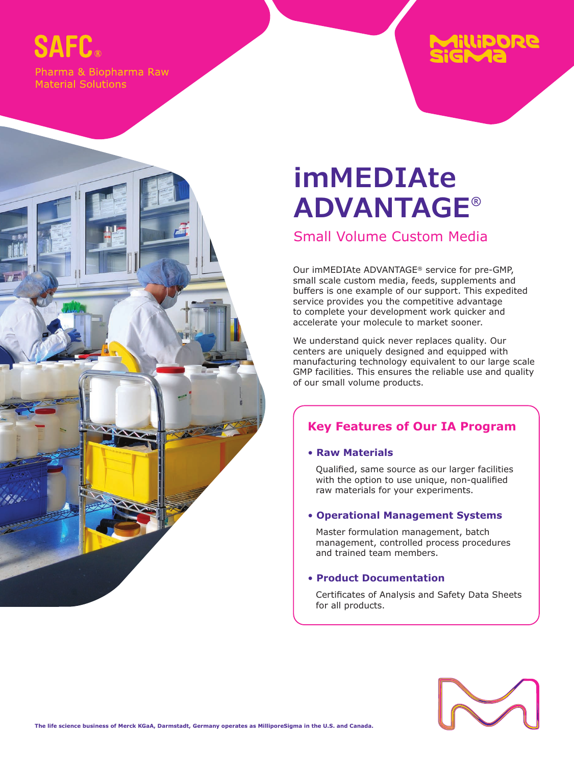SAFC®

Pharma & Biopharma Raw Material Solutions

MilliporeSigma

# imMEDIAte ADVANTAGE®

## Small Volume Custom Media

Our imMEDIAte ADVANTAGE® service for pre-GMP, small scale custom media, feeds, supplements and buffers is one example of our support. This expedited service provides you the competitive advantage to complete your development work quicker and accelerate your molecule to market sooner.

We understand quick never replaces quality. Our centers are uniquely designed and equipped with manufacturing technology equivalent to our large scale GMP facilities. This ensures the reliable use and quality of our small volume products.

### Key Features of Our IA Program

- **Raw Materials**

  Qualified, same source as our larger facilities with the option to use unique, non-qualified raw materials for your experiments.

- **Operational Management Systems**

  Master formulation management, batch management, controlled process procedures and trained team members.

- **Product Documentation**

  Certificates of Analysis and Safety Data Sheets for all products.

**The life science business of Merck KGaA, Darmstadt, Germany operates as MilliporeSigma in the U.S. and Canada.**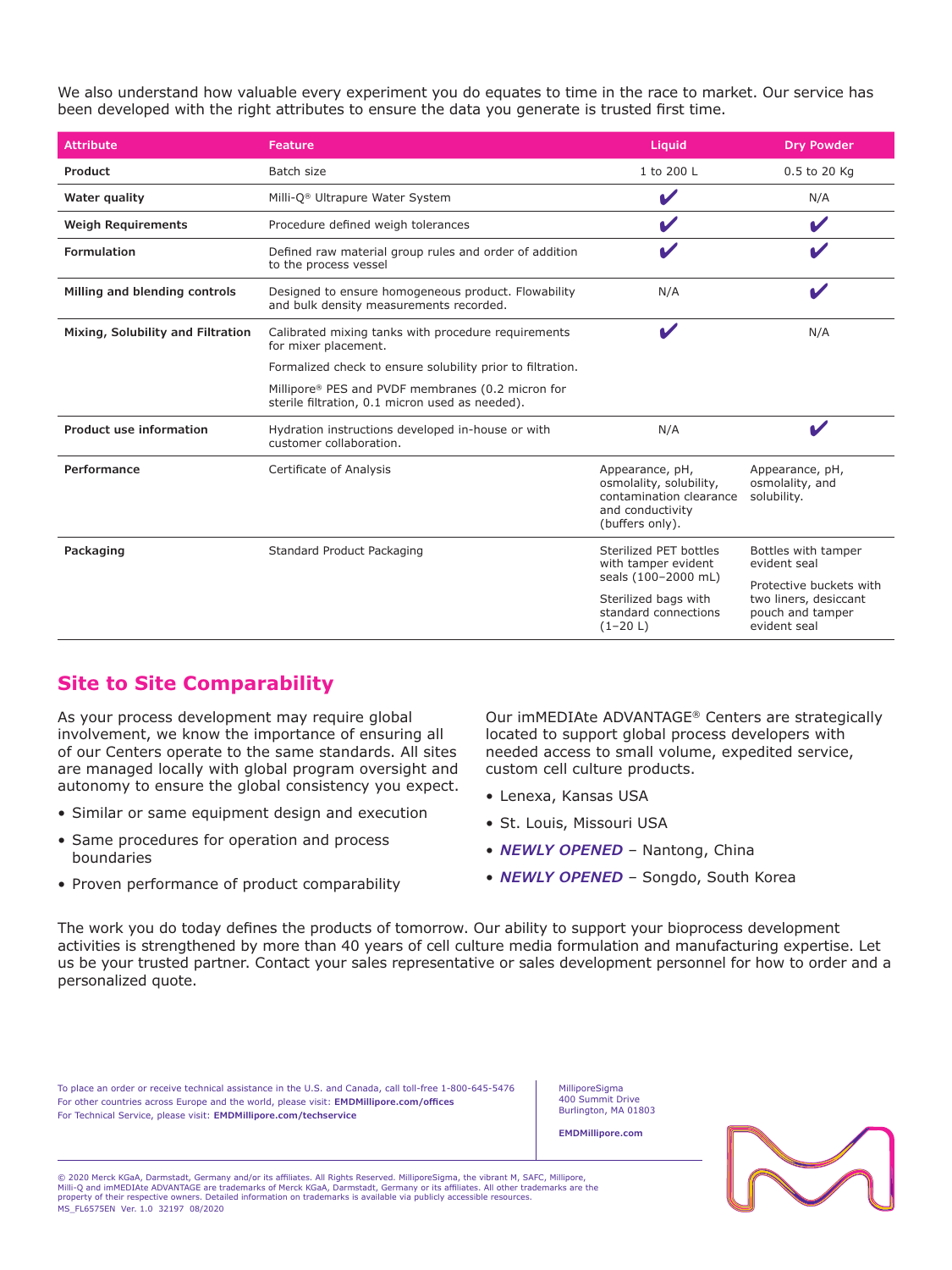We also understand how valuable every experiment you do equates to time in the race to market. Our service has been developed with the right attributes to ensure the data you generate is trusted first time.

| Attribute | Feature | Liquid | Dry Powder |
|---|---|---|---|
| **Product** | Batch size | 1 to 200 L | 0.5 to 20 Kg |
| **Water quality** | Milli-Q® Ultrapure Water System | ✔ | N/A |
| **Weigh Requirements** | Procedure defined weigh tolerances | ✔ | ✔ |
| **Formulation** | Defined raw material group rules and order of addition to the process vessel | ✔ | ✔ |
| **Milling and blending controls** | Designed to ensure homogeneous product. Flowability and bulk density measurements recorded. | N/A | ✔ |
| **Mixing, Solubility and Filtration** | Calibrated mixing tanks with procedure requirements for mixer placement. Formalized check to ensure solubility prior to filtration. Millipore® PES and PVDF membranes (0.2 micron for sterile filtration, 0.1 micron used as needed). | ✔ | N/A |
| **Product use information** | Hydration instructions developed in-house or with customer collaboration. | N/A | ✔ |
| **Performance** | Certificate of Analysis | Appearance, pH, osmolality, solubility, contamination clearance and conductivity (buffers only). | Appearance, pH, osmolality, and solubility. |
| **Packaging** | Standard Product Packaging | Sterilized PET bottles with tamper evident seals (100–2000 mL) Sterilized bags with standard connections (1–20 L) | Bottles with tamper evident seal Protective buckets with two liners, desiccant pouch and tamper evident seal |

## Site to Site Comparability

As your process development may require global involvement, we know the importance of ensuring all of our Centers operate to the same standards. All sites are managed locally with global program oversight and autonomy to ensure the global consistency you expect.

- Similar or same equipment design and execution
- Same procedures for operation and process boundaries
- Proven performance of product comparability

Our imMEDIAte ADVANTAGE® Centers are strategically located to support global process developers with needed access to small volume, expedited service, custom cell culture products.

- Lenexa, Kansas USA
- St. Louis, Missouri USA
- ***NEWLY OPENED*** – Nantong, China
- ***NEWLY OPENED*** – Songdo, South Korea

The work you do today defines the products of tomorrow. Our ability to support your bioprocess development activities is strengthened by more than 40 years of cell culture media formulation and manufacturing expertise. Let us be your trusted partner. Contact your sales representative or sales development personnel for how to order and a personalized quote.

To place an order or receive technical assistance in the U.S. and Canada, call toll-free 1-800-645-5476
For other countries across Europe and the world, please visit: **EMDMillipore.com/offices**
For Technical Service, please visit: **EMDMillipore.com/techservice**

MilliporeSigma
400 Summit Drive
Burlington, MA 01803

**EMDMillipore.com**

© 2020 Merck KGaA, Darmstadt, Germany and/or its affiliates. All Rights Reserved. MilliporeSigma, the vibrant M, SAFC, Millipore, Milli-Q and imMEDIAte ADVANTAGE are trademarks of Merck KGaA, Darmstadt, Germany or its affiliates. All other trademarks are the property of their respective owners. Detailed information on trademarks is available via publicly accessible resources.
MS_FL6575EN Ver. 1.0 32197 08/2020